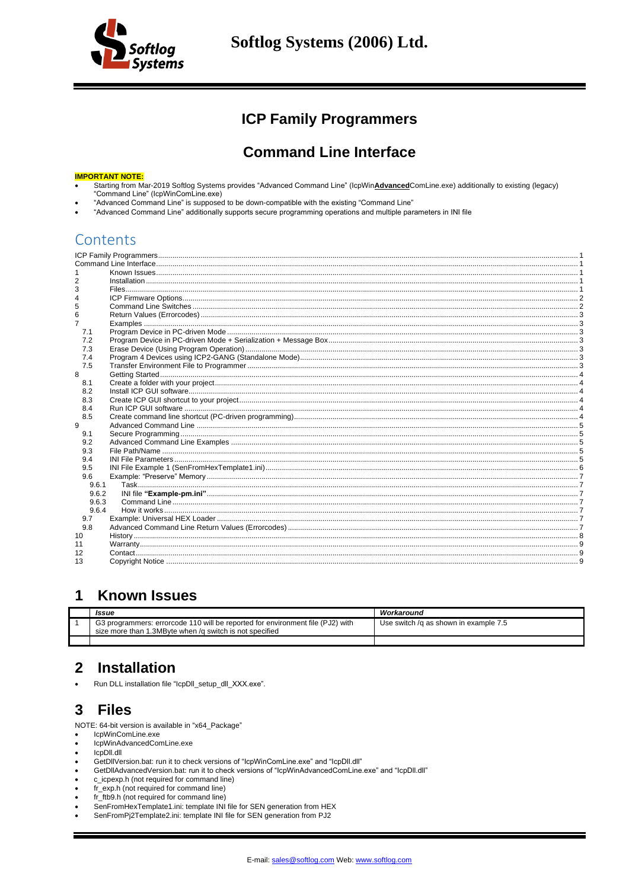# ICP Family Programmers

# Command Line Interface

**IMPORTANT NOTE:**

- Starting from Mar-2019 Softlog Systems provides "Advanced Command Line" (IcpWin**Advanced**ComLine.exe) additionally to existing (legacy) "Command Line" (IcpWinComLine.exe)
- "Advanced Command Line" is supposed to be down-compatible with the existing "Command Line"
- "Advanced Command Line" additionally supports secure programming operations and multiple parameters in INI file

## Contents

- ICP Family Programmers ..... 1
- Command Line Interface ..... 1
- 1 Known Issues ..... 1
- 2 Installation ..... 1
- 3 Files ..... 1
- 4 ICP Firmware Options ..... 2
- 5 Command Line Switches ..... 2
- 6 Return Values (Errorcodes) ..... 3
- 7 Examples ..... 3
  - 7.1 Program Device in PC-driven Mode ..... 3
  - 7.2 Program Device in PC-driven Mode + Serialization + Message Box ..... 3
  - 7.3 Erase Device (Using Program Operation) ..... 3
  - 7.4 Program 4 Devices using ICP2-GANG (Standalone Mode) ..... 3
  - 7.5 Transfer Environment File to Programmer ..... 3
- 8 Getting Started ..... 4
  - 8.1 Create a folder with your project ..... 4
  - 8.2 Install ICP GUI software ..... 4
  - 8.3 Create ICP GUI shortcut to your project ..... 4
  - 8.4 Run ICP GUI software ..... 4
  - 8.5 Create command line shortcut (PC-driven programming) ..... 4
- 9 Advanced Command Line ..... 5
  - 9.1 Secure Programming ..... 5
  - 9.2 Advanced Command Line Examples ..... 5
  - 9.3 File Path/Name ..... 5
  - 9.4 INI File Parameters ..... 5
  - 9.5 INI File Example 1 (SenFromHexTemplate1.ini) ..... 6
  - 9.6 Example: "Preserve" Memory ..... 7
    - 9.6.1 Task ..... 7
    - 9.6.2 INI file **"Example-pm.ini"** ..... 7
    - 9.6.3 Command Line ..... 7
    - 9.6.4 How it works ..... 7
  - 9.7 Example: Universal HEX Loader ..... 7
  - 9.8 Advanced Command Line Return Values (Errorcodes) ..... 7
- 10 History ..... 8
- 11 Warranty ..... 9
- 12 Contact ..... 9
- 13 Copyright Notice ..... 9

# 1 Known Issues

| | *Issue* | *Workaround* |
|---|---|---|
| 1 | G3 programmers: errorcode 110 will be reported for environment file (PJ2) with size more than 1.3MByte when /q switch is not specified | Use switch /q as shown in example 7.5 |
| | | |

# 2 Installation

- Run DLL installation file "IcpDll_setup_dll_XXX.exe".

# 3 Files

NOTE: 64-bit version is available in "x64_Package"

- IcpWinComLine.exe
- IcpWinAdvancedComLine.exe
- IcpDll.dll
- GetDllVersion.bat: run it to check versions of "IcpWinComLine.exe" and "IcpDll.dll"
- GetDllAdvancedVersion.bat: run it to check versions of "IcpWinAdvancedComLine.exe" and "IcpDll.dll"
- c_icpexp.h (not required for command line)
- fr_exp.h (not required for command line)
- fr_ftb9.h (not required for command line)
- SenFromHexTemplate1.ini: template INI file for SEN generation from HEX
- SenFromPj2Template2.ini: template INI file for SEN generation from PJ2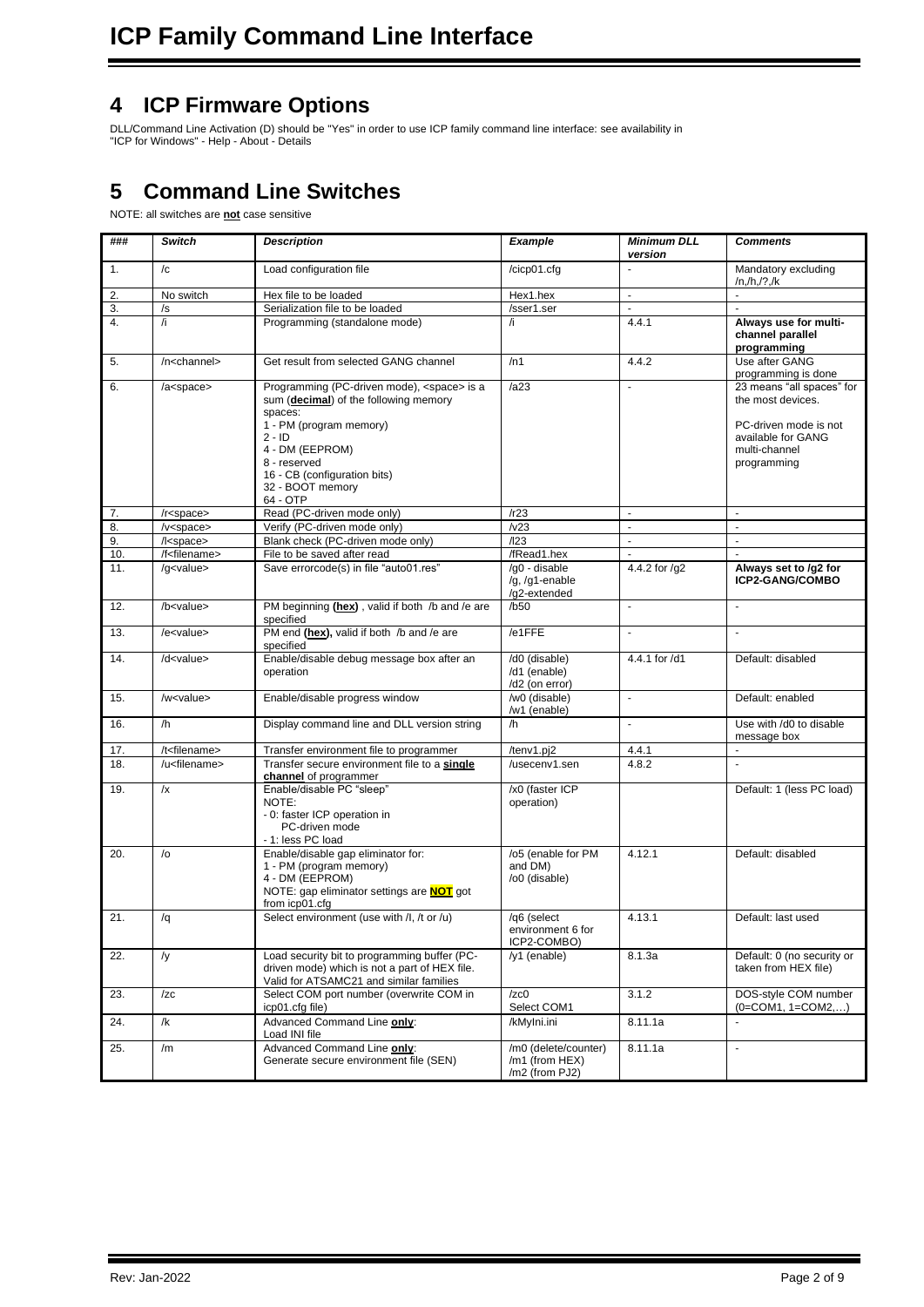# 4 ICP Firmware Options

DLL/Command Line Activation (D) should be "Yes" in order to use ICP family command line interface: see availability in "ICP for Windows" - Help - About - Details

# 5 Command Line Switches

NOTE: all switches are **not** case sensitive

| *###* | *Switch* | *Description* | *Example* | *Minimum DLL version* | *Comments* |
|---|---|---|---|---|---|
| 1. | /c | Load configuration file | /cicp01.cfg | - | Mandatory excluding /n,/h,/?,/k |
| 2. | No switch | Hex file to be loaded | Hex1.hex | - | - |
| 3. | /s | Serialization file to be loaded | /sser1.ser | - | - |
| 4. | /i | Programming (standalone mode) | /i | 4.4.1 | **Always use for multi-channel parallel programming** |
| 5. | /n<channel> | Get result from selected GANG channel | /n1 | 4.4.2 | Use after GANG programming is done |
| 6. | /a<space> | Programming (PC-driven mode), <space> is a sum (**decimal**) of the following memory spaces:<br>1 - PM (program memory)<br>2 - ID<br>4 - DM (EEPROM)<br>8 - reserved<br>16 - CB (configuration bits)<br>32 - BOOT memory<br>64 - OTP | /a23 | - | 23 means "all spaces" for the most devices.<br><br>PC-driven mode is not available for GANG multi-channel programming |
| 7. | /r<space> | Read (PC-driven mode only) | /r23 | - | - |
| 8. | /v<space> | Verify (PC-driven mode only) | /v23 | - | - |
| 9. | /l<space> | Blank check (PC-driven mode only) | /l23 | - | - |
| 10. | /f<filename> | File to be saved after read | /fRead1.hex | - | - |
| 11. | /g<value> | Save errorcode(s) in file "auto01.res" | /g0 - disable<br>/g, /g1-enable<br>/g2-extended | 4.4.2 for /g2 | **Always set to /g2 for ICP2-GANG/COMBO** |
| 12. | /b<value> | PM beginning **(hex)** , valid if both /b and /e are specified | /b50 | - | - |
| 13. | /e<value> | PM end **(hex),** valid if both /b and /e are specified | /e1FFE | - | - |
| 14. | /d<value> | Enable/disable debug message box after an operation | /d0 (disable)<br>/d1 (enable)<br>/d2 (on error) | 4.4.1 for /d1 | Default: disabled |
| 15. | /w<value> | Enable/disable progress window | /w0 (disable)<br>/w1 (enable) | - | Default: enabled |
| 16. | /h | Display command line and DLL version string | /h | - | Use with /d0 to disable message box |
| 17. | /t<filename> | Transfer environment file to programmer | /tenv1.pj2 | 4.4.1 | - |
| 18. | /u<filename> | Transfer secure environment file to a **single channel** of programmer | /usecenv1.sen | 4.8.2 | - |
| 19. | /x | Enable/disable PC "sleep"<br>NOTE:<br>- 0: faster ICP operation in PC-driven mode<br>- 1: less PC load | /x0 (faster ICP operation) | | Default: 1 (less PC load) |
| 20. | /o | Enable/disable gap eliminator for:<br>1 - PM (program memory)<br>4 - DM (EEPROM)<br>NOTE: gap eliminator settings are **NOT** got from icp01.cfg | /o5 (enable for PM and DM)<br>/o0 (disable) | 4.12.1 | Default: disabled |
| 21. | /q | Select environment (use with /I, /t or /u) | /q6 (select environment 6 for ICP2-COMBO) | 4.13.1 | Default: last used |
| 22. | /y | Load security bit to programming buffer (PC-driven mode) which is not a part of HEX file. Valid for ATSAMC21 and similar families | /y1 (enable) | 8.1.3a | Default: 0 (no security or taken from HEX file) |
| 23. | /zc | Select COM port number (overwrite COM in icp01.cfg file) | /zc0<br>Select COM1 | 3.1.2 | DOS-style COM number (0=COM1, 1=COM2,…) |
| 24. | /k | Advanced Command Line **only**:<br>Load INI file | /kMyIni.ini | 8.11.1a | - |
| 25. | /m | Advanced Command Line **only**:<br>Generate secure environment file (SEN) | /m0 (delete/counter)<br>/m1 (from HEX)<br>/m2 (from PJ2) | 8.11.1a | - |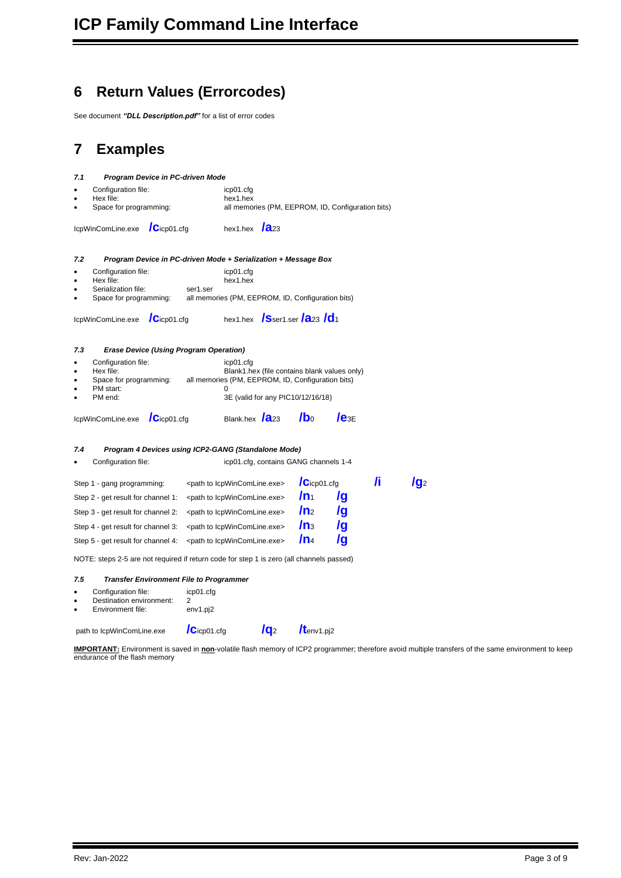## 6 Return Values (Errorcodes)

See document ***"DLL Description.pdf"*** for a list of error codes

## 7 Examples

### *7.1 Program Device in PC-driven Mode*

- Configuration file: icp01.cfg
- Hex file: hex1.hex
- Space for programming: all memories (PM, EEPROM, ID, Configuration bits)

IcpWinComLine.exe **/c**icp01.cfg hex1.hex **/a**23

### *7.2 Program Device in PC-driven Mode + Serialization + Message Box*

- Configuration file: icp01.cfg
- Hex file: hex1.hex
- Serialization file: ser1.ser
- Space for programming: all memories (PM, EEPROM, ID, Configuration bits)

IcpWinComLine.exe **/c**icp01.cfg hex1.hex **/s**ser1.ser **/a**23 **/d**1

### *7.3 Erase Device (Using Program Operation)*

- Configuration file: icp01.cfg
- Hex file: Blank1.hex (file contains blank values only)
- Space for programming: all memories (PM, EEPROM, ID, Configuration bits)
- PM start: 0
- PM end: 3E (valid for any PIC10/12/16/18)

IcpWinComLine.exe **/c**icp01.cfg Blank.hex **/a**23 **/b**0 **/e**3E

### *7.4 Program 4 Devices using ICP2-GANG (Standalone Mode)*

- Configuration file: icp01.cfg, contains GANG channels 1-4

| | | | | | |
|---|---|---|---|---|---|
| Step 1 - gang programming: | <path to IcpWinComLine.exe> | **/c**icp01.cfg | | **/i** | **/g**2 |
| Step 2 - get result for channel 1: | <path to IcpWinComLine.exe> | **/n**1 | **/g** | | |
| Step 3 - get result for channel 2: | <path to IcpWinComLine.exe> | **/n**2 | **/g** | | |
| Step 4 - get result for channel 3: | <path to IcpWinComLine.exe> | **/n**3 | **/g** | | |
| Step 5 - get result for channel 4: | <path to IcpWinComLine.exe> | **/n**4 | **/g** | | |

NOTE: steps 2-5 are not required if return code for step 1 is zero (all channels passed)

### *7.5 Transfer Environment File to Programmer*

- Configuration file: icp01.cfg
- Destination environment: 2
- Environment file: env1.pj2

path to IcpWinComLine.exe **/c**icp01.cfg **/q**2 **/t**env1.pj2

**IMPORTANT:** Environment is saved in **non**-volatile flash memory of ICP2 programmer; therefore avoid multiple transfers of the same environment to keep endurance of the flash memory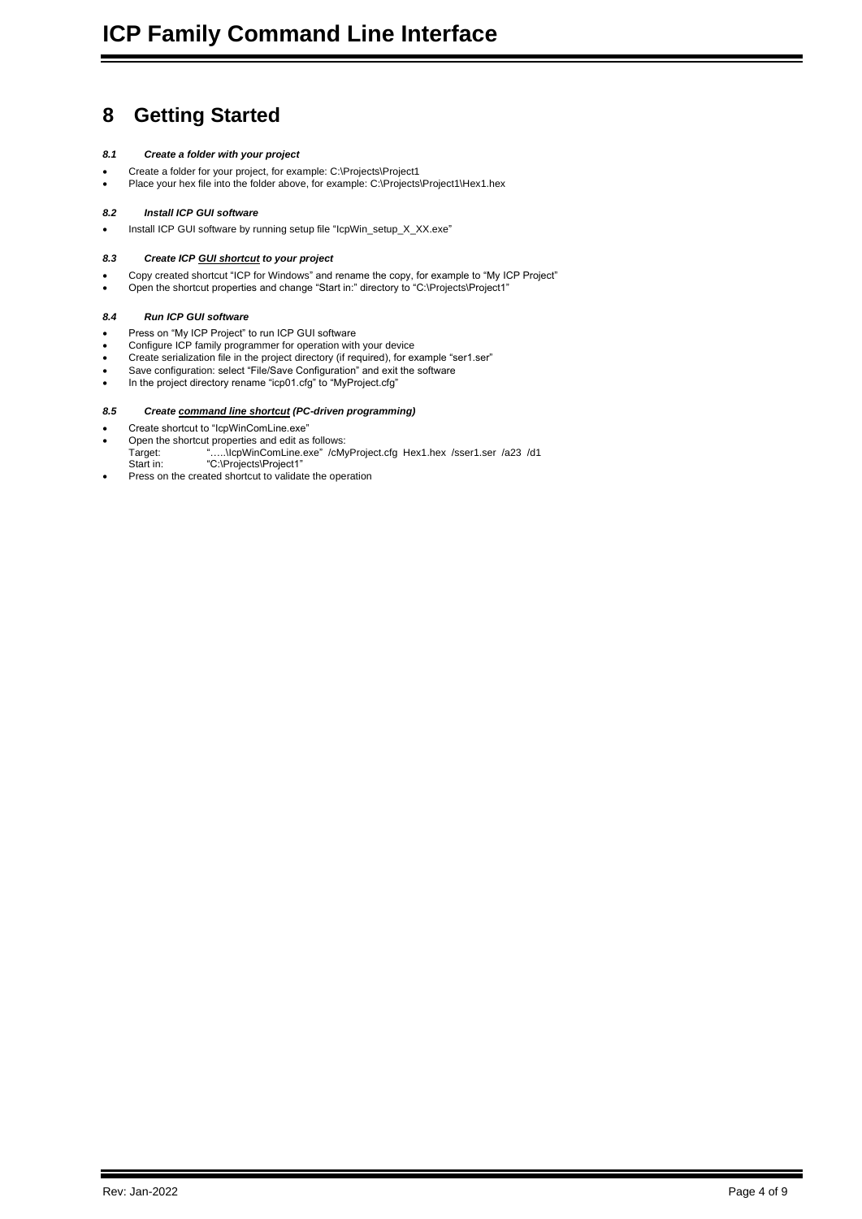# 8 Getting Started

### *8.1 Create a folder with your project*

- Create a folder for your project, for example: C:\Projects\Project1
- Place your hex file into the folder above, for example: C:\Projects\Project1\Hex1.hex

### *8.2 Install ICP GUI software*

- Install ICP GUI software by running setup file "IcpWin_setup_X_XX.exe"

### *8.3 Create ICP <u>GUI shortcut</u> to your project*

- Copy created shortcut "ICP for Windows" and rename the copy, for example to "My ICP Project"
- Open the shortcut properties and change "Start in:" directory to "C:\Projects\Project1"

### *8.4 Run ICP GUI software*

- Press on "My ICP Project" to run ICP GUI software
- Configure ICP family programmer for operation with your device
- Create serialization file in the project directory (if required), for example "ser1.ser"
- Save configuration: select "File/Save Configuration" and exit the software
- In the project directory rename "icp01.cfg" to "MyProject.cfg"

### *8.5 Create <u>command line shortcut</u> (PC-driven programming)*

- Create shortcut to "IcpWinComLine.exe"
- Open the shortcut properties and edit as follows:
  Target: "…..\IcpWinComLine.exe" /cMyProject.cfg Hex1.hex /sser1.ser /a23 /d1
  Start in: "C:\Projects\Project1"
- Press on the created shortcut to validate the operation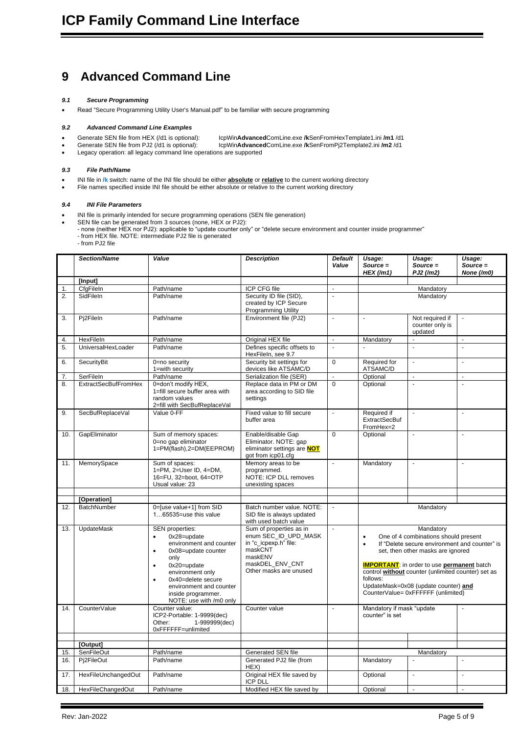# 9 Advanced Command Line

### *9.1 Secure Programming*

- Read "Secure Programming Utility User's Manual.pdf" to be familiar with secure programming

### *9.2 Advanced Command Line Examples*

- Generate SEN file from HEX (/d1 is optional): IcpWin**Advanced**ComLine.exe **/k**SenFromHexTemplate1.ini **/m1** /d1
- Generate SEN file from PJ2 (/d1 is optional): IcpWin**Advanced**ComLine.exe **/k**SenFromPj2Template2.ini **/m2** /d1
- Legacy operation: all legacy command line operations are supported

### *9.3 File Path/Name*

- INI file in **/k** switch: name of the INI file should be either **absolute** or **relative** to the current working directory
- File names specified inside INI file should be either absolute or relative to the current working directory

### *9.4 INI File Parameters*

- INI file is primarily intended for secure programming operations (SEN file generation)
- SEN file can be generated from 3 sources (none, HEX or PJ2):
  - none (neither HEX nor PJ2): applicable to "update counter only" or "delete secure environment and counter inside programmer"
  - from HEX file. NOTE: intermediate PJ2 file is generated
  - from PJ2 file

| | *Section/Name* | *Value* | *Description* | *Default Value* | *Usage: Source = HEX (/m1)* | *Usage: Source = PJ2 (/m2)* | *Usage: Source = None (/m0)* |
|---|---|---|---|---|---|---|---|
| | **[Input]** | | | | | | |
| 1. | CfgFileIn | Path/name | ICP CFG file | - | Mandatory | | |
| 2. | SidFileIn | Path/name | Security ID file (SID), created by ICP Secure Programming Utility | - | Mandatory | | |
| 3. | Pj2FileIn | Path/name | Environment file (PJ2) | - | - | Not required if counter only is updated | - |
| 4. | HexFileIn | Path/name | Original HEX file | - | Mandatory | - | - |
| 5. | UniversalHexLoader | Path/name | Defines specific offsets to HexFileIn, see 9.7 | - | - | - | - |
| 6. | SecurityBit | 0=no security<br>1=with security | Security bit settings for devices like ATSAMC/D | 0 | Required for ATSAMC/D | - | - |
| 7. | SerFileIn | Path/name | Serialization file (SER) | - | Optional | - | - |
| 8. | ExtractSecBufFromHex | 0=don't modify HEX,<br>1=fill secure buffer area with random values<br>2=fill with SecBufReplaceVal | Replace data in PM or DM area according to SID file settings | 0 | Optional | - | - |
| 9. | SecBufReplaceVal | Value 0-FF | Fixed value to fill secure buffer area | - | Required if ExtractSecBufFromHex=2 | - | - |
| 10. | GapEliminator | Sum of memory spaces:<br>0=no gap eliminator<br>1=PM(flash),2=DM(EEPROM) | Enable/disable Gap Eliminator. NOTE: gap eliminator settings are **NOT** got from icp01.cfg | 0 | Optional | - | - |
| 11. | MemorySpace | Sum of spaces:<br>1=PM, 2=User ID, 4=DM, 16=FU, 32=boot, 64=OTP<br>Usual value: 23 | Memory areas to be programmed.<br>NOTE: ICP DLL removes unexisting spaces | - | Mandatory | - | - |
| | | | | | | | |
| | **[Operation]** | | | | | | |
| 12. | BatchNumber | 0=[use value+1] from SID<br>1…65535=use this value | Batch number value. NOTE: SID file is always updated with used batch value | - | Mandatory | | |
| 13. | UpdateMask | SEN properties:<br>• 0x28=update environment and counter<br>• 0x08=update counter only<br>• 0x20=update environment only<br>• 0x40=delete secure environment and counter inside programmer. NOTE: use with /m0 only | Sum of properties as in enum SEC_ID_UPD_MASK in "c_icpexp.h" file:<br>maskCNT<br>maskENV<br>maskDEL_ENV_CNT<br>Other masks are unused | - | Mandatory<br>• One of 4 combinations should present<br>• If "Delete secure environment and counter" is set, then other masks are ignored<br><br>**IMPORTANT**: in order to use **permanent** batch control **without** counter (unlimited counter) set as follows:<br>UpdateMask=0x08 (update counter) **and** CounterValue= 0xFFFFFF (unlimited) | | |
| 14. | CounterValue | Counter value:<br>ICP2-Portable: 1-9999(dec)<br>Other: 1-999999(dec)<br>0xFFFFFF=unlimited | Counter value | - | Mandatory if mask "update counter" is set | | - |
| | | | | | | | |
| | **[Output]** | | | | | | |
| 15. | SenFileOut | Path/name | Generated SEN file | | Mandatory | | |
| 16. | Pj2FileOut | Path/name | Generated PJ2 file (from HEX) | | Mandatory | - | - |
| 17. | HexFileUnchangedOut | Path/name | Original HEX file saved by ICP DLL | | Optional | - | - |
| 18. | HexFileChangedOut | Path/name | Modified HEX file saved by | | Optional | - | - |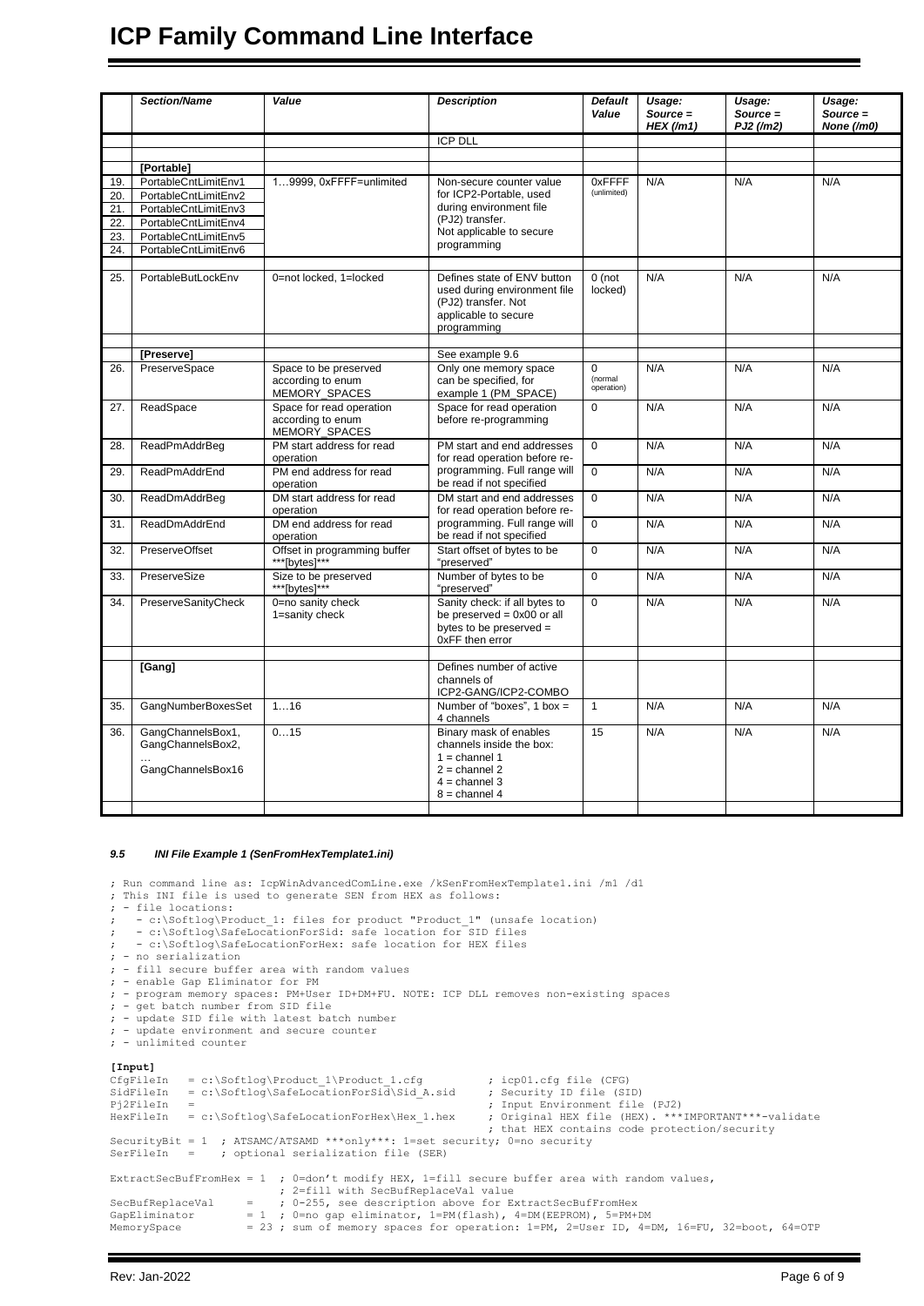| | Section/Name | Value | Description | Default Value | Usage: Source = HEX (/m1) | Usage: Source = PJ2 (/m2) | Usage: Source = None (/m0) |
|---|---|---|---|---|---|---|---|
| | | | ICP DLL | | | | |
| | | | | | | | |
| | **[Portable]** | | | | | | |
| 19. | PortableCntLimitEnv1 | 1…9999, 0xFFFF=unlimited | Non-secure counter value for ICP2-Portable, used during environment file (PJ2) transfer. Not applicable to secure programming | 0xFFFF (unlimited) | N/A | N/A | N/A |
| 20. | PortableCntLimitEnv2 | | | | | | |
| 21. | PortableCntLimitEnv3 | | | | | | |
| 22. | PortableCntLimitEnv4 | | | | | | |
| 23. | PortableCntLimitEnv5 | | | | | | |
| 24. | PortableCntLimitEnv6 | | | | | | |
| | | | | | | | |
| 25. | PortableButLockEnv | 0=not locked, 1=locked | Defines state of ENV button used during environment file (PJ2) transfer. Not applicable to secure programming | 0 (not locked) | N/A | N/A | N/A |
| | | | | | | | |
| | **[Preserve]** | | See example 9.6 | | | | |
| 26. | PreserveSpace | Space to be preserved according to enum MEMORY_SPACES | Only one memory space can be specified, for example 1 (PM_SPACE) | 0 (normal operation) | N/A | N/A | N/A |
| 27. | ReadSpace | Space for read operation according to enum MEMORY_SPACES | Space for read operation before re-programming | 0 | N/A | N/A | N/A |
| 28. | ReadPmAddrBeg | PM start address for read operation | PM start and end addresses for read operation before re-programming. Full range will be read if not specified | 0 | N/A | N/A | N/A |
| 29. | ReadPmAddrEnd | PM end address for read operation | | 0 | N/A | N/A | N/A |
| 30. | ReadDmAddrBeg | DM start address for read operation | DM start and end addresses for read operation before re-programming. Full range will be read if not specified | 0 | N/A | N/A | N/A |
| 31. | ReadDmAddrEnd | DM end address for read operation | | 0 | N/A | N/A | N/A |
| 32. | PreserveOffset | Offset in programming buffer ***[bytes]*** | Start offset of bytes to be "preserved" | 0 | N/A | N/A | N/A |
| 33. | PreserveSize | Size to be preserved ***[bytes]*** | Number of bytes to be "preserved" | 0 | N/A | N/A | N/A |
| 34. | PreserveSanityCheck | 0=no sanity check<br>1=sanity check | Sanity check: if all bytes to be preserved = 0x00 or all bytes to be preserved = 0xFF then error | 0 | N/A | N/A | N/A |
| | | | | | | | |
| | **[Gang]** | | Defines number of active channels of ICP2-GANG/ICP2-COMBO | | | | |
| 35. | GangNumberBoxesSet | 1…16 | Number of "boxes", 1 box = 4 channels | 1 | N/A | N/A | N/A |
| 36. | GangChannelsBox1, GangChannelsBox2, … GangChannelsBox16 | 0…15 | Binary mask of enables channels inside the box:<br>1 = channel 1<br>2 = channel 2<br>4 = channel 3<br>8 = channel 4 | 15 | N/A | N/A | N/A |

### *9.5 INI File Example 1 (SenFromHexTemplate1.ini)*

```
; Run command line as: IcpWinAdvancedComLine.exe /kSenFromHexTemplate1.ini /m1 /d1
; This INI file is used to generate SEN from HEX as follows:
; - file locations:
;   - c:\Softlog\Product_1: files for product "Product_1" (unsafe location)
;   - c:\Softlog\SafeLocationForSid: safe location for SID files
;   - c:\Softlog\SafeLocationForHex: safe location for HEX files
; - no serialization
; - fill secure buffer area with random values
; - enable Gap Eliminator for PM
; - program memory spaces: PM+User ID+DM+FU. NOTE: ICP DLL removes non-existing spaces
; - get batch number from SID file
; - update SID file with latest batch number
; - update environment and secure counter
; - unlimited counter

[Input]
CfgFileIn   = c:\Softlog\Product_1\Product_1.cfg         ; icp01.cfg file (CFG)
SidFileIn   = c:\Softlog\SafeLocationForSid\Sid_A.sid     ; Security ID file (SID)
Pj2FileIn   =                                             ; Input Environment file (PJ2)
HexFileIn   = c:\Softlog\SafeLocationForHex\Hex_1.hex     ; Original HEX file (HEX). ***IMPORTANT***-validate
                                                          ; that HEX contains code protection/security
SecurityBit = 1  ; ATSAMC/ATSAMD ***only***: 1=set security; 0=no security
SerFileIn   =    ; optional serialization file (SER)

ExtractSecBufFromHex = 1  ; 0=don't modify HEX, 1=fill secure buffer area with random values,
                          ; 2=fill with SecBufReplaceVal value
SecBufReplaceVal     =    ; 0-255, see description above for ExtractSecBufFromHex
GapEliminator        = 1  ; 0=no gap eliminator, 1=PM(flash), 4=DM(EEPROM), 5=PM+DM
MemorySpace          = 23 ; sum of memory spaces for operation: 1=PM, 2=User ID, 4=DM, 16=FU, 32=boot, 64=OTP
```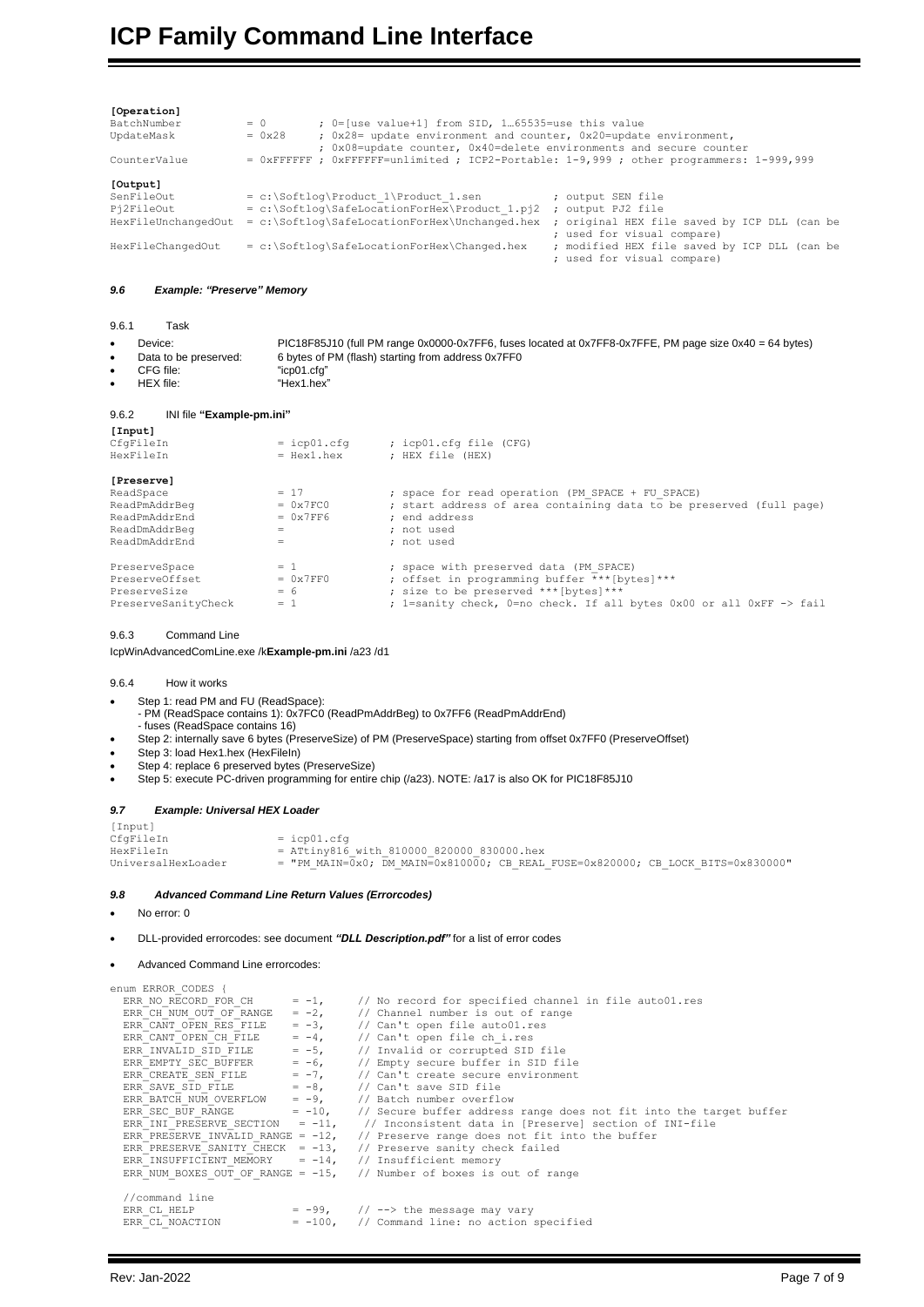```
[Operation]
BatchNumber          = 0       ; 0=[use value+1] from SID, 1…65535=use this value
UpdateMask           = 0x28    ; 0x28= update environment and counter, 0x20=update environment,
                               ; 0x08=update counter, 0x40=delete environments and secure counter
CounterValue         = 0xFFFFFF ; 0xFFFFFF=unlimited ; ICP2-Portable: 1-9,999 ; other programmers: 1-999,999

[Output]
SenFileOut           = c:\Softlog\Product_1\Product_1.sen           ; output SEN file
Pj2FileOut           = c:\Softlog\SafeLocationForHex\Product_1.pj2  ; output PJ2 file
HexFileUnchangedOut  = c:\Softlog\SafeLocationForHex\Unchanged.hex  ; original HEX file saved by ICP DLL (can be
                                                                    ; used for visual compare)
HexFileChangedOut    = c:\Softlog\SafeLocationForHex\Changed.hex    ; modified HEX file saved by ICP DLL (can be
                                                                    ; used for visual compare)
```

### *9.6 Example: "Preserve" Memory*

#### 9.6.1 Task

- Device: PIC18F85J10 (full PM range 0x0000-0x7FF6, fuses located at 0x7FF8-0x7FFE, PM page size 0x40 = 64 bytes)
- Data to be preserved: 6 bytes of PM (flash) starting from address 0x7FF0
- CFG file: "icp01.cfg"
- HEX file: "Hex1.hex"

#### 9.6.2 INI file **"Example-pm.ini"**

```
[Input]
CfgFileIn            = icp01.cfg      ; icp01.cfg file (CFG)
HexFileIn            = Hex1.hex       ; HEX file (HEX)

[Preserve]
ReadSpace            = 17             ; space for read operation (PM_SPACE + FU_SPACE)
ReadPmAddrBeg        = 0x7FC0         ; start address of area containing data to be preserved (full page)
ReadPmAddrEnd        = 0x7FF6         ; end address
ReadDmAddrBeg        =                ; not used
ReadDmAddrEnd        =                ; not used

PreserveSpace        = 1              ; space with preserved data (PM_SPACE)
PreserveOffset       = 0x7FF0         ; offset in programming buffer ***[bytes]***
PreserveSize         = 6              ; size to be preserved ***[bytes]***
PreserveSanityCheck  = 1              ; 1=sanity check, 0=no check. If all bytes 0x00 or all 0xFF -> fail
```

#### 9.6.3 Command Line

IcpWinAdvancedComLine.exe /k**Example-pm.ini** /a23 /d1

#### 9.6.4 How it works

- Step 1: read PM and FU (ReadSpace):
  - PM (ReadSpace contains 1): 0x7FC0 (ReadPmAddrBeg) to 0x7FF6 (ReadPmAddrEnd)
  - fuses (ReadSpace contains 16)
- Step 2: internally save 6 bytes (PreserveSize) of PM (PreserveSpace) starting from offset 0x7FF0 (PreserveOffset)
- Step 3: load Hex1.hex (HexFileIn)
- Step 4: replace 6 preserved bytes (PreserveSize)
- Step 5: execute PC-driven programming for entire chip (/a23). NOTE: /a17 is also OK for PIC18F85J10

### *9.7 Example: Universal HEX Loader*

```
[Input]
CfgFileIn            = icp01.cfg
HexFileIn            = ATtiny816_with_810000_820000_830000.hex
UniversalHexLoader   = "PM_MAIN=0x0; DM_MAIN=0x810000; CB_REAL_FUSE=0x820000; CB_LOCK_BITS=0x830000"
```

### *9.8 Advanced Command Line Return Values (Errorcodes)*

- No error: 0
- DLL-provided errorcodes: see document ***"DLL Description.pdf"*** for a list of error codes
- Advanced Command Line errorcodes:

```
enum ERROR_CODES {
  ERR_NO_RECORD_FOR_CH        = -1,    // No record for specified channel in file auto01.res
  ERR_CH_NUM_OUT_OF_RANGE     = -2,    // Channel number is out of range
  ERR_CANT_OPEN_RES_FILE      = -3,    // Can't open file auto01.res
  ERR_CANT_OPEN_CH_FILE       = -4,    // Can't open file ch_i.res
  ERR_INVALID_SID_FILE        = -5,    // Invalid or corrupted SID file
  ERR_EMPTY_SEC_BUFFER        = -6,    // Empty secure buffer in SID file
  ERR_CREATE_SEN_FILE         = -7,    // Can't create secure environment
  ERR_SAVE_SID_FILE           = -8,    // Can't save SID file
  ERR_BATCH_NUM_OVERFLOW      = -9,    // Batch number overflow
  ERR_SEC_BUF_RANGE           = -10,   // Secure buffer address range does not fit into the target buffer
  ERR_INI_PRESERVE_SECTION    = -11,   // Inconsistent data in [Preserve] section of INI-file
  ERR_PRESERVE_INVALID_RANGE  = -12,   // Preserve range does not fit into the buffer
  ERR_PRESERVE_SANITY_CHECK   = -13,   // Preserve sanity check failed
  ERR_INSUFFICIENT_MEMORY     = -14,   // Insufficient memory
  ERR_NUM_BOXES_OUT_OF_RANGE  = -15,   // Number of boxes is out of range

  //command line
  ERR_CL_HELP                 = -99,   // --> the message may vary
  ERR_CL_NOACTION             = -100,  // Command line: no action specified
```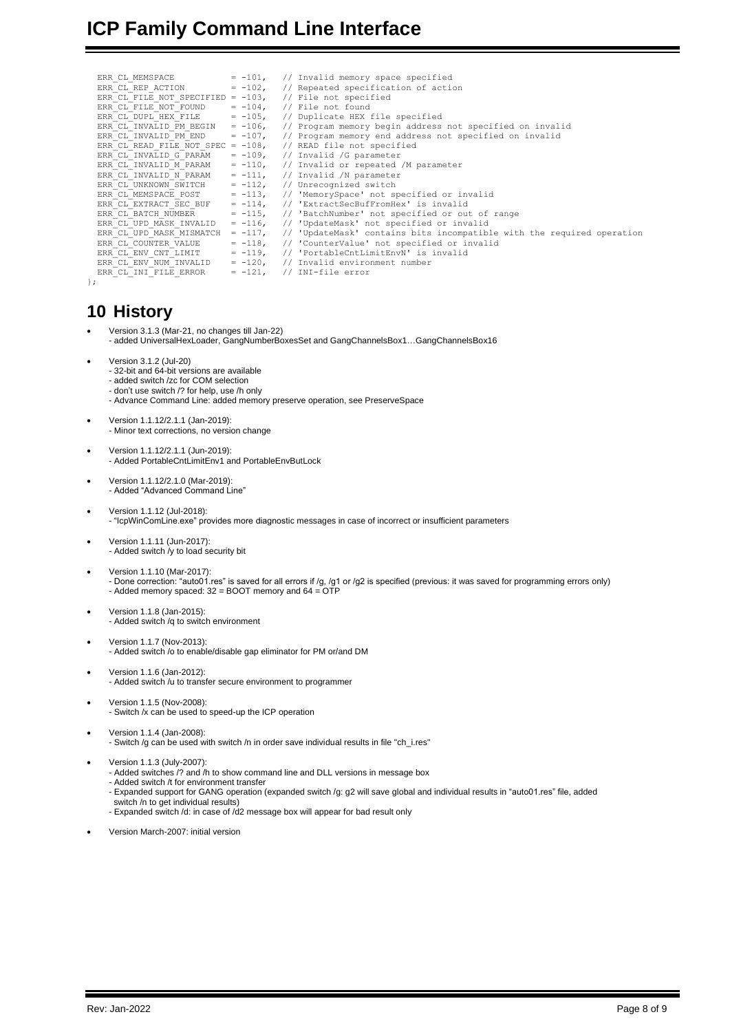```
  ERR_CL_MEMSPACE          = -101,   // Invalid memory space specified
  ERR_CL_REP_ACTION        = -102,   // Repeated specification of action
  ERR_CL_FILE_NOT_SPECIFIED = -103,  // File not specified
  ERR_CL_FILE_NOT_FOUND    = -104,   // File not found
  ERR_CL_DUPL_HEX_FILE     = -105,   // Duplicate HEX file specified
  ERR_CL_INVALID_PM_BEGIN  = -106,   // Program memory begin address not specified on invalid
  ERR_CL_INVALID_PM_END    = -107,   // Program memory end address not specified on invalid
  ERR_CL_READ_FILE_NOT_SPEC = -108,  // READ file not specified
  ERR_CL_INVALID_G_PARAM   = -109,   // Invalid /G parameter
  ERR_CL_INVALID_M_PARAM   = -110,   // Invalid or repeated /M parameter
  ERR_CL_INVALID_N_PARAM   = -111,   // Invalid /N parameter
  ERR_CL_UNKNOWN_SWITCH    = -112,   // Unrecognized switch
  ERR_CL_MEMSPACE_POST     = -113,   // 'MemorySpace' not specified or invalid
  ERR_CL_EXTRACT_SEC_BUF   = -114,   // 'ExtractSecBufFromHex' is invalid
  ERR_CL_BATCH_NUMBER      = -115,   // 'BatchNumber' not specified or out of range
  ERR_CL_UPD_MASK_INVALID  = -116,   // 'UpdateMask' not specified or invalid
  ERR_CL_UPD_MASK_MISMATCH = -117,   // 'UpdateMask' contains bits incompatible with the required operation
  ERR_CL_COUNTER_VALUE     = -118,   // 'CounterValue' not specified or invalid
  ERR_CL_ENV_CNT_LIMIT     = -119,   // 'PortableCntLimitEnvN' is invalid
  ERR_CL_ENV_NUM_INVALID   = -120,   // Invalid environment number
  ERR_CL_INI_FILE_ERROR    = -121,   // INI-file error
};
```

# 10 History

- Version 3.1.3 (Mar-21, no changes till Jan-22)
  - added UniversalHexLoader, GangNumberBoxesSet and GangChannelsBox1…GangChannelsBox16

- Version 3.1.2 (Jul-20)
  - 32-bit and 64-bit versions are available
  - added switch /zc for COM selection
  - don't use switch /? for help, use /h only
  - Advance Command Line: added memory preserve operation, see PreserveSpace

- Version 1.1.12/2.1.1 (Jan-2019):
  - Minor text corrections, no version change

- Version 1.1.12/2.1.1 (Jun-2019):
  - Added PortableCntLimitEnv1 and PortableEnvButLock

- Version 1.1.12/2.1.0 (Mar-2019):
  - Added "Advanced Command Line"

- Version 1.1.12 (Jul-2018):
  - "IcpWinComLine.exe" provides more diagnostic messages in case of incorrect or insufficient parameters

- Version 1.1.11 (Jun-2017):
  - Added switch /y to load security bit

- Version 1.1.10 (Mar-2017):
  - Done correction: "auto01.res" is saved for all errors if /g, /g1 or /g2 is specified (previous: it was saved for programming errors only)
  - Added memory spaced: 32 = BOOT memory and 64 = OTP

- Version 1.1.8 (Jan-2015):
  - Added switch /q to switch environment

- Version 1.1.7 (Nov-2013):
  - Added switch /o to enable/disable gap eliminator for PM or/and DM

- Version 1.1.6 (Jan-2012):
  - Added switch /u to transfer secure environment to programmer

- Version 1.1.5 (Nov-2008):
  - Switch /x can be used to speed-up the ICP operation

- Version 1.1.4 (Jan-2008):
  - Switch /g can be used with switch /n in order save individual results in file "ch_i.res"

- Version 1.1.3 (July-2007):
  - Added switches /? and /h to show command line and DLL versions in message box
  - Added switch /t for environment transfer
  - Expanded support for GANG operation (expanded switch /g: g2 will save global and individual results in "auto01.res" file, added switch /n to get individual results)
  - Expanded switch /d: in case of /d2 message box will appear for bad result only

- Version March-2007: initial version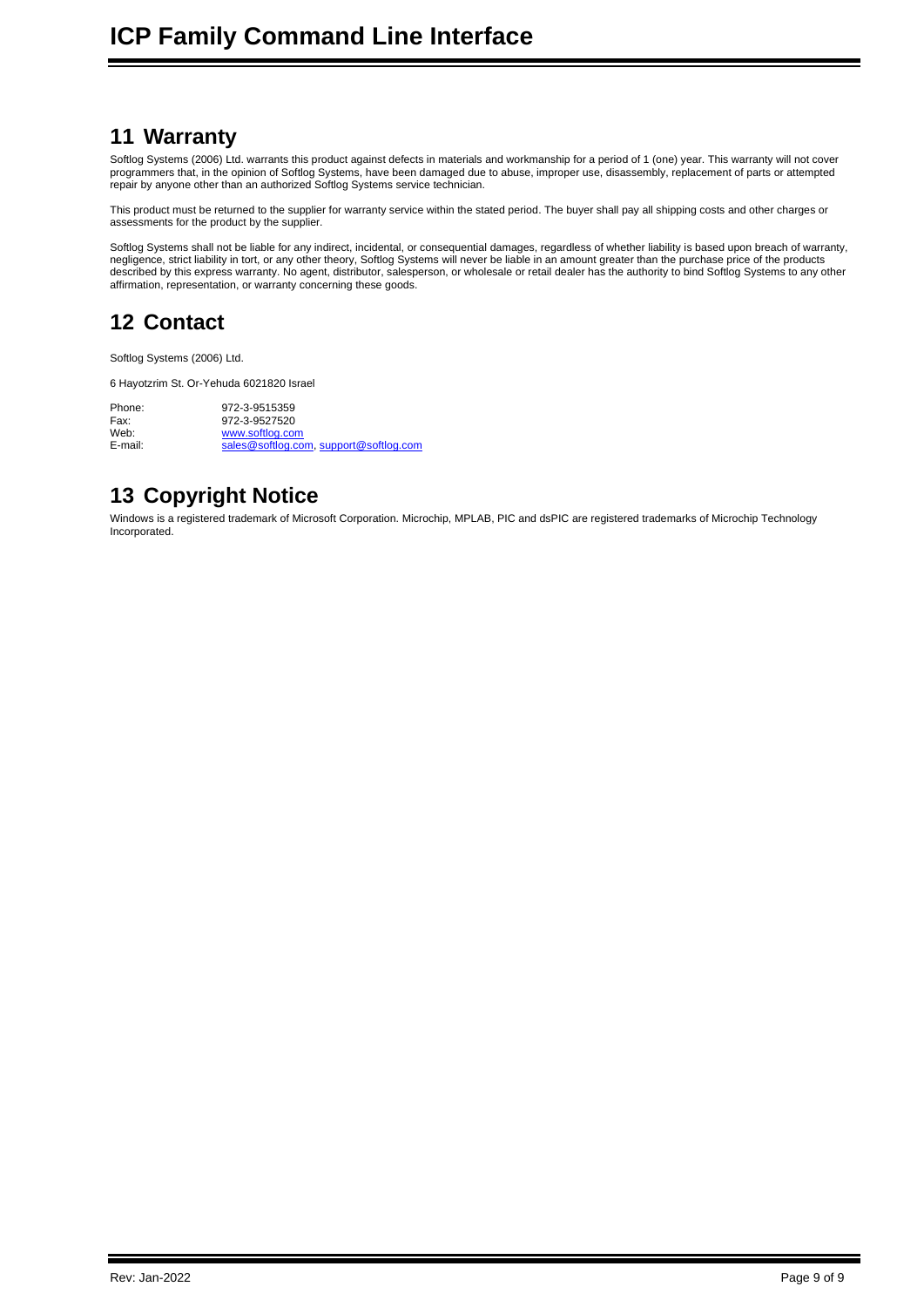## 11 Warranty

Softlog Systems (2006) Ltd. warrants this product against defects in materials and workmanship for a period of 1 (one) year. This warranty will not cover programmers that, in the opinion of Softlog Systems, have been damaged due to abuse, improper use, disassembly, replacement of parts or attempted repair by anyone other than an authorized Softlog Systems service technician.

This product must be returned to the supplier for warranty service within the stated period. The buyer shall pay all shipping costs and other charges or assessments for the product by the supplier.

Softlog Systems shall not be liable for any indirect, incidental, or consequential damages, regardless of whether liability is based upon breach of warranty, negligence, strict liability in tort, or any other theory, Softlog Systems will never be liable in an amount greater than the purchase price of the products described by this express warranty. No agent, distributor, salesperson, or wholesale or retail dealer has the authority to bind Softlog Systems to any other affirmation, representation, or warranty concerning these goods.

## 12 Contact

Softlog Systems (2006) Ltd.

6 Hayotzrim St. Or-Yehuda 6021820 Israel

| | |
|---|---|
| Phone: | 972-3-9515359 |
| Fax: | 972-3-9527520 |
| Web: | www.softlog.com |
| E-mail: | sales@softlog.com, support@softlog.com |

## 13 Copyright Notice

Windows is a registered trademark of Microsoft Corporation. Microchip, MPLAB, PIC and dsPIC are registered trademarks of Microchip Technology Incorporated.